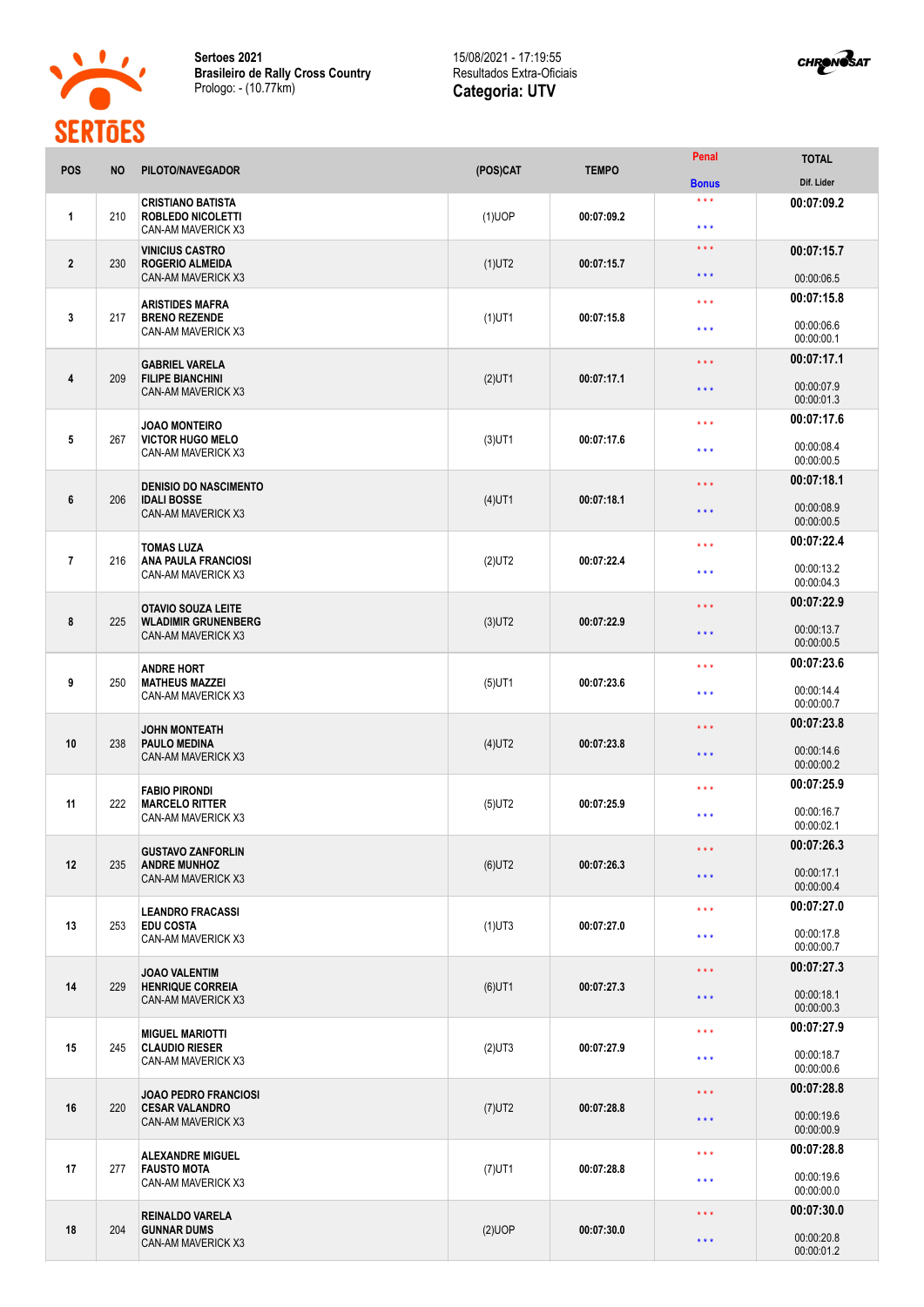**Sertoes 2021**
**Brasileiro de Rally Cross Country**
Prologo: - (10.77km)

15/08/2021 - 17:19:55
Resultados Extra-Oficiais
**Categoria: UTV**

| POS | NO | PILOTO/NAVEGADOR | (POS)CAT | TEMPO | Penal / Bonus | TOTAL / Dif. Lider |
|---|---|---|---|---|---|---|
| 1 | 210 | CRISTIANO BATISTA<br>ROBLEDO NICOLETTI<br>CAN-AM MAVERICK X3 | (1)UOP | 00:07:09.2 | \*\*\*<br>\*\*\* | 00:07:09.2 |
| 2 | 230 | VINICIUS CASTRO<br>ROGERIO ALMEIDA<br>CAN-AM MAVERICK X3 | (1)UT2 | 00:07:15.7 | \*\*\*<br>\*\*\* | 00:07:15.7<br>00:00:06.5 |
| 3 | 217 | ARISTIDES MAFRA<br>BRENO REZENDE<br>CAN-AM MAVERICK X3 | (1)UT1 | 00:07:15.8 | \*\*\*<br>\*\*\* | 00:07:15.8<br>00:00:06.6<br>00:00:00.1 |
| 4 | 209 | GABRIEL VARELA<br>FILIPE BIANCHINI<br>CAN-AM MAVERICK X3 | (2)UT1 | 00:07:17.1 | \*\*\*<br>\*\*\* | 00:07:17.1<br>00:00:07.9<br>00:00:01.3 |
| 5 | 267 | JOAO MONTEIRO<br>VICTOR HUGO MELO<br>CAN-AM MAVERICK X3 | (3)UT1 | 00:07:17.6 | \*\*\*<br>\*\*\* | 00:07:17.6<br>00:00:08.4<br>00:00:00.5 |
| 6 | 206 | DENISIO DO NASCIMENTO<br>IDALI BOSSE<br>CAN-AM MAVERICK X3 | (4)UT1 | 00:07:18.1 | \*\*\*<br>\*\*\* | 00:07:18.1<br>00:00:08.9<br>00:00:00.5 |
| 7 | 216 | TOMAS LUZA<br>ANA PAULA FRANCIOSI<br>CAN-AM MAVERICK X3 | (2)UT2 | 00:07:22.4 | \*\*\*<br>\*\*\* | 00:07:22.4<br>00:00:13.2<br>00:00:04.3 |
| 8 | 225 | OTAVIO SOUZA LEITE<br>WLADIMIR GRUNENBERG<br>CAN-AM MAVERICK X3 | (3)UT2 | 00:07:22.9 | \*\*\*<br>\*\*\* | 00:07:22.9<br>00:00:13.7<br>00:00:00.5 |
| 9 | 250 | ANDRE HORT<br>MATHEUS MAZZEI<br>CAN-AM MAVERICK X3 | (5)UT1 | 00:07:23.6 | \*\*\*<br>\*\*\* | 00:07:23.6<br>00:00:14.4<br>00:00:00.7 |
| 10 | 238 | JOHN MONTEATH<br>PAULO MEDINA<br>CAN-AM MAVERICK X3 | (4)UT2 | 00:07:23.8 | \*\*\*<br>\*\*\* | 00:07:23.8<br>00:00:14.6<br>00:00:00.2 |
| 11 | 222 | FABIO PIRONDI<br>MARCELO RITTER<br>CAN-AM MAVERICK X3 | (5)UT2 | 00:07:25.9 | \*\*\*<br>\*\*\* | 00:07:25.9<br>00:00:16.7<br>00:00:02.1 |
| 12 | 235 | GUSTAVO ZANFORLIN<br>ANDRE MUNHOZ<br>CAN-AM MAVERICK X3 | (6)UT2 | 00:07:26.3 | \*\*\*<br>\*\*\* | 00:07:26.3<br>00:00:17.1<br>00:00:00.4 |
| 13 | 253 | LEANDRO FRACASSI<br>EDU COSTA<br>CAN-AM MAVERICK X3 | (1)UT3 | 00:07:27.0 | \*\*\*<br>\*\*\* | 00:07:27.0<br>00:00:17.8<br>00:00:00.7 |
| 14 | 229 | JOAO VALENTIM<br>HENRIQUE CORREIA<br>CAN-AM MAVERICK X3 | (6)UT1 | 00:07:27.3 | \*\*\*<br>\*\*\* | 00:07:27.3<br>00:00:18.1<br>00:00:00.3 |
| 15 | 245 | MIGUEL MARIOTTI<br>CLAUDIO RIESER<br>CAN-AM MAVERICK X3 | (2)UT3 | 00:07:27.9 | \*\*\*<br>\*\*\* | 00:07:27.9<br>00:00:18.7<br>00:00:00.6 |
| 16 | 220 | JOAO PEDRO FRANCIOSI<br>CESAR VALANDRO<br>CAN-AM MAVERICK X3 | (7)UT2 | 00:07:28.8 | \*\*\*<br>\*\*\* | 00:07:28.8<br>00:00:19.6<br>00:00:00.9 |
| 17 | 277 | ALEXANDRE MIGUEL<br>FAUSTO MOTA<br>CAN-AM MAVERICK X3 | (7)UT1 | 00:07:28.8 | \*\*\*<br>\*\*\* | 00:07:28.8<br>00:00:19.6<br>00:00:00.0 |
| 18 | 204 | REINALDO VARELA<br>GUNNAR DUMS<br>CAN-AM MAVERICK X3 | (2)UOP | 00:07:30.0 | \*\*\*<br>\*\*\* | 00:07:30.0<br>00:00:20.8<br>00:00:01.2 |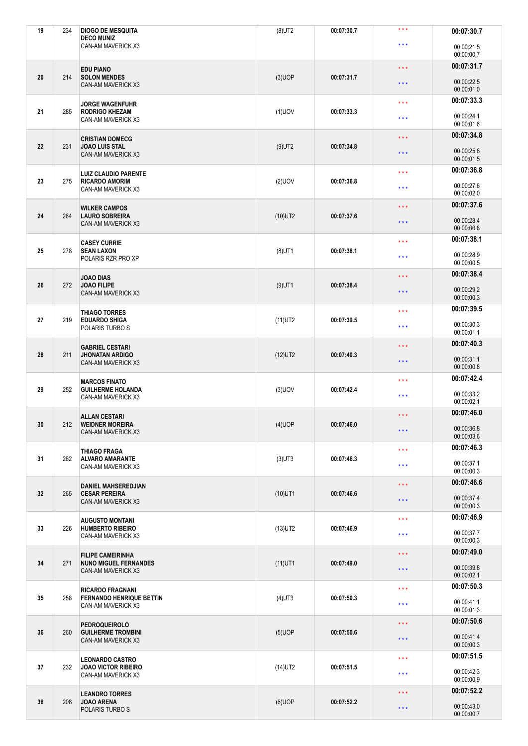| 19 | 234 | DIOGO DE MESQUITA<br>DECO MUNIZ<br>CAN-AM MAVERICK X3 | (8)UT2 | 00:07:30.7 | * * *<br>* * * | 00:07:30.7<br>00:00:21.5<br>00:00:00.7 |
|---|---|---|---|---|---|---|
| 20 | 214 | EDU PIANO<br>SOLON MENDES<br>CAN-AM MAVERICK X3 | (3)UOP | 00:07:31.7 | * * *<br>* * * | 00:07:31.7<br>00:00:22.5<br>00:00:01.0 |
| 21 | 285 | JORGE WAGENFUHR<br>RODRIGO KHEZAM<br>CAN-AM MAVERICK X3 | (1)UOV | 00:07:33.3 | * * *<br>* * * | 00:07:33.3<br>00:00:24.1<br>00:00:01.6 |
| 22 | 231 | CRISTIAN DOMECG<br>JOAO LUIS STAL<br>CAN-AM MAVERICK X3 | (9)UT2 | 00:07:34.8 | * * *<br>* * * | 00:07:34.8<br>00:00:25.6<br>00:00:01.5 |
| 23 | 275 | LUIZ CLAUDIO PARENTE<br>RICARDO AMORIM<br>CAN-AM MAVERICK X3 | (2)UOV | 00:07:36.8 | * * *<br>* * * | 00:07:36.8<br>00:00:27.6<br>00:00:02.0 |
| 24 | 264 | WILKER CAMPOS<br>LAURO SOBREIRA<br>CAN-AM MAVERICK X3 | (10)UT2 | 00:07:37.6 | * * *<br>* * * | 00:07:37.6<br>00:00:28.4<br>00:00:00.8 |
| 25 | 278 | CASEY CURRIE<br>SEAN LAXON<br>POLARIS RZR PRO XP | (8)UT1 | 00:07:38.1 | * * *<br>* * * | 00:07:38.1<br>00:00:28.9<br>00:00:00.5 |
| 26 | 272 | JOAO DIAS<br>JOAO FILIPE<br>CAN-AM MAVERICK X3 | (9)UT1 | 00:07:38.4 | * * *<br>* * * | 00:07:38.4<br>00:00:29.2<br>00:00:00.3 |
| 27 | 219 | THIAGO TORRES<br>EDUARDO SHIGA<br>POLARIS TURBO S | (11)UT2 | 00:07:39.5 | * * *<br>* * * | 00:07:39.5<br>00:00:30.3<br>00:00:01.1 |
| 28 | 211 | GABRIEL CESTARI<br>JHONATAN ARDIGO<br>CAN-AM MAVERICK X3 | (12)UT2 | 00:07:40.3 | * * *<br>* * * | 00:07:40.3<br>00:00:31.1<br>00:00:00.8 |
| 29 | 252 | MARCOS FINATO<br>GUILHERME HOLANDA<br>CAN-AM MAVERICK X3 | (3)UOV | 00:07:42.4 | * * *<br>* * * | 00:07:42.4<br>00:00:33.2<br>00:00:02.1 |
| 30 | 212 | ALLAN CESTARI<br>WEIDNER MOREIRA<br>CAN-AM MAVERICK X3 | (4)UOP | 00:07:46.0 | * * *<br>* * * | 00:07:46.0<br>00:00:36.8<br>00:00:03.6 |
| 31 | 262 | THIAGO FRAGA<br>ALVARO AMARANTE<br>CAN-AM MAVERICK X3 | (3)UT3 | 00:07:46.3 | * * *<br>* * * | 00:07:46.3<br>00:00:37.1<br>00:00:00.3 |
| 32 | 265 | DANIEL MAHSEREDJIAN<br>CESAR PEREIRA<br>CAN-AM MAVERICK X3 | (10)UT1 | 00:07:46.6 | * * *<br>* * * | 00:07:46.6<br>00:00:37.4<br>00:00:00.3 |
| 33 | 226 | AUGUSTO MONTANI<br>HUMBERTO RIBEIRO<br>CAN-AM MAVERICK X3 | (13)UT2 | 00:07:46.9 | * * *<br>* * * | 00:07:46.9<br>00:00:37.7<br>00:00:00.3 |
| 34 | 271 | FILIPE CAMEIRINHA<br>NUNO MIGUEL FERNANDES<br>CAN-AM MAVERICK X3 | (11)UT1 | 00:07:49.0 | * * *<br>* * * | 00:07:49.0<br>00:00:39.8<br>00:00:02.1 |
| 35 | 258 | RICARDO FRAGNANI<br>FERNANDO HENRIQUE BETTIN<br>CAN-AM MAVERICK X3 | (4)UT3 | 00:07:50.3 | * * *<br>* * * | 00:07:50.3<br>00:00:41.1<br>00:00:01.3 |
| 36 | 260 | PEDROQUEIROLO<br>GUILHERME TROMBINI<br>CAN-AM MAVERICK X3 | (5)UOP | 00:07:50.6 | * * *<br>* * * | 00:07:50.6<br>00:00:41.4<br>00:00:00.3 |
| 37 | 232 | LEONARDO CASTRO<br>JOAO VICTOR RIBEIRO<br>CAN-AM MAVERICK X3 | (14)UT2 | 00:07:51.5 | * * *<br>* * * | 00:07:51.5<br>00:00:42.3<br>00:00:00.9 |
| 38 | 208 | LEANDRO TORRES<br>JOAO ARENA<br>POLARIS TURBO S | (6)UOP | 00:07:52.2 | * * *<br>* * * | 00:07:52.2<br>00:00:43.0<br>00:00:00.7 |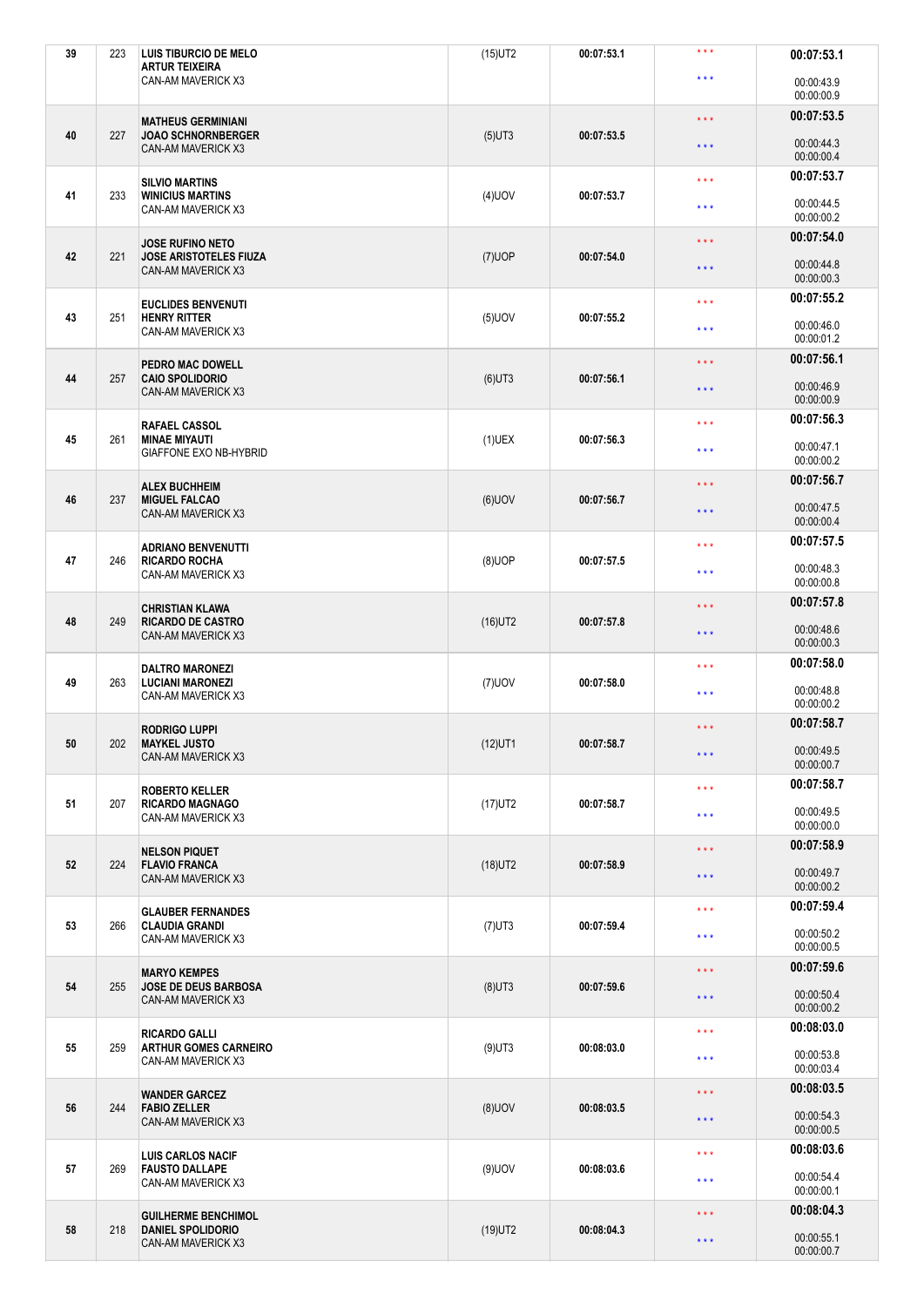| Pos | No | Crew / Vehicle | Class | Time | | Total |
|---|---|---|---|---|---|---|
| 39 | 223 | **LUIS TIBURCIO DE MELO**<br>**ARTUR TEIXEIRA**<br>CAN-AM MAVERICK X3 | (15)UT2 | 00:07:53.1 | * * *<br>* * * | **00:07:53.1**<br>00:00:43.9<br>00:00:00.9 |
| 40 | 227 | **MATHEUS GERMINIANI**<br>**JOAO SCHNORNBERGER**<br>CAN-AM MAVERICK X3 | (5)UT3 | 00:07:53.5 | * * *<br>* * * | **00:07:53.5**<br>00:00:44.3<br>00:00:00.4 |
| 41 | 233 | **SILVIO MARTINS**<br>**WINICIUS MARTINS**<br>CAN-AM MAVERICK X3 | (4)UOV | 00:07:53.7 | * * *<br>* * * | **00:07:53.7**<br>00:00:44.5<br>00:00:00.2 |
| 42 | 221 | **JOSE RUFINO NETO**<br>**JOSE ARISTOTELES FIUZA**<br>CAN-AM MAVERICK X3 | (7)UOP | 00:07:54.0 | * * *<br>* * * | **00:07:54.0**<br>00:00:44.8<br>00:00:00.3 |
| 43 | 251 | **EUCLIDES BENVENUTI**<br>**HENRY RITTER**<br>CAN-AM MAVERICK X3 | (5)UOV | 00:07:55.2 | * * *<br>* * * | **00:07:55.2**<br>00:00:46.0<br>00:00:01.2 |
| 44 | 257 | **PEDRO MAC DOWELL**<br>**CAIO SPOLIDORIO**<br>CAN-AM MAVERICK X3 | (6)UT3 | 00:07:56.1 | * * *<br>* * * | **00:07:56.1**<br>00:00:46.9<br>00:00:00.9 |
| 45 | 261 | **RAFAEL CASSOL**<br>**MINAE MIYAUTI**<br>GIAFFONE EXO NB-HYBRID | (1)UEX | 00:07:56.3 | * * *<br>* * * | **00:07:56.3**<br>00:00:47.1<br>00:00:00.2 |
| 46 | 237 | **ALEX BUCHHEIM**<br>**MIGUEL FALCAO**<br>CAN-AM MAVERICK X3 | (6)UOV | 00:07:56.7 | * * *<br>* * * | **00:07:56.7**<br>00:00:47.5<br>00:00:00.4 |
| 47 | 246 | **ADRIANO BENVENUTTI**<br>**RICARDO ROCHA**<br>CAN-AM MAVERICK X3 | (8)UOP | 00:07:57.5 | * * *<br>* * * | **00:07:57.5**<br>00:00:48.3<br>00:00:00.8 |
| 48 | 249 | **CHRISTIAN KLAWA**<br>**RICARDO DE CASTRO**<br>CAN-AM MAVERICK X3 | (16)UT2 | 00:07:57.8 | * * *<br>* * * | **00:07:57.8**<br>00:00:48.6<br>00:00:00.3 |
| 49 | 263 | **DALTRO MARONEZI**<br>**LUCIANI MARONEZI**<br>CAN-AM MAVERICK X3 | (7)UOV | 00:07:58.0 | * * *<br>* * * | **00:07:58.0**<br>00:00:48.8<br>00:00:00.2 |
| 50 | 202 | **RODRIGO LUPPI**<br>**MAYKEL JUSTO**<br>CAN-AM MAVERICK X3 | (12)UT1 | 00:07:58.7 | * * *<br>* * * | **00:07:58.7**<br>00:00:49.5<br>00:00:00.7 |
| 51 | 207 | **ROBERTO KELLER**<br>**RICARDO MAGNAGO**<br>CAN-AM MAVERICK X3 | (17)UT2 | 00:07:58.7 | * * *<br>* * * | **00:07:58.7**<br>00:00:49.5<br>00:00:00.0 |
| 52 | 224 | **NELSON PIQUET**<br>**FLAVIO FRANCA**<br>CAN-AM MAVERICK X3 | (18)UT2 | 00:07:58.9 | * * *<br>* * * | **00:07:58.9**<br>00:00:49.7<br>00:00:00.2 |
| 53 | 266 | **GLAUBER FERNANDES**<br>**CLAUDIA GRANDI**<br>CAN-AM MAVERICK X3 | (7)UT3 | 00:07:59.4 | * * *<br>* * * | **00:07:59.4**<br>00:00:50.2<br>00:00:00.5 |
| 54 | 255 | **MARYO KEMPES**<br>**JOSE DE DEUS BARBOSA**<br>CAN-AM MAVERICK X3 | (8)UT3 | 00:07:59.6 | * * *<br>* * * | **00:07:59.6**<br>00:00:50.4<br>00:00:00.2 |
| 55 | 259 | **RICARDO GALLI**<br>**ARTHUR GOMES CARNEIRO**<br>CAN-AM MAVERICK X3 | (9)UT3 | 00:08:03.0 | * * *<br>* * * | **00:08:03.0**<br>00:00:53.8<br>00:00:03.4 |
| 56 | 244 | **WANDER GARCEZ**<br>**FABIO ZELLER**<br>CAN-AM MAVERICK X3 | (8)UOV | 00:08:03.5 | * * *<br>* * * | **00:08:03.5**<br>00:00:54.3<br>00:00:00.5 |
| 57 | 269 | **LUIS CARLOS NACIF**<br>**FAUSTO DALLAPE**<br>CAN-AM MAVERICK X3 | (9)UOV | 00:08:03.6 | * * *<br>* * * | **00:08:03.6**<br>00:00:54.4<br>00:00:00.1 |
| 58 | 218 | **GUILHERME BENCHIMOL**<br>**DANIEL SPOLIDORIO**<br>CAN-AM MAVERICK X3 | (19)UT2 | 00:08:04.3 | * * *<br>* * * | **00:08:04.3**<br>00:00:55.1<br>00:00:00.7 |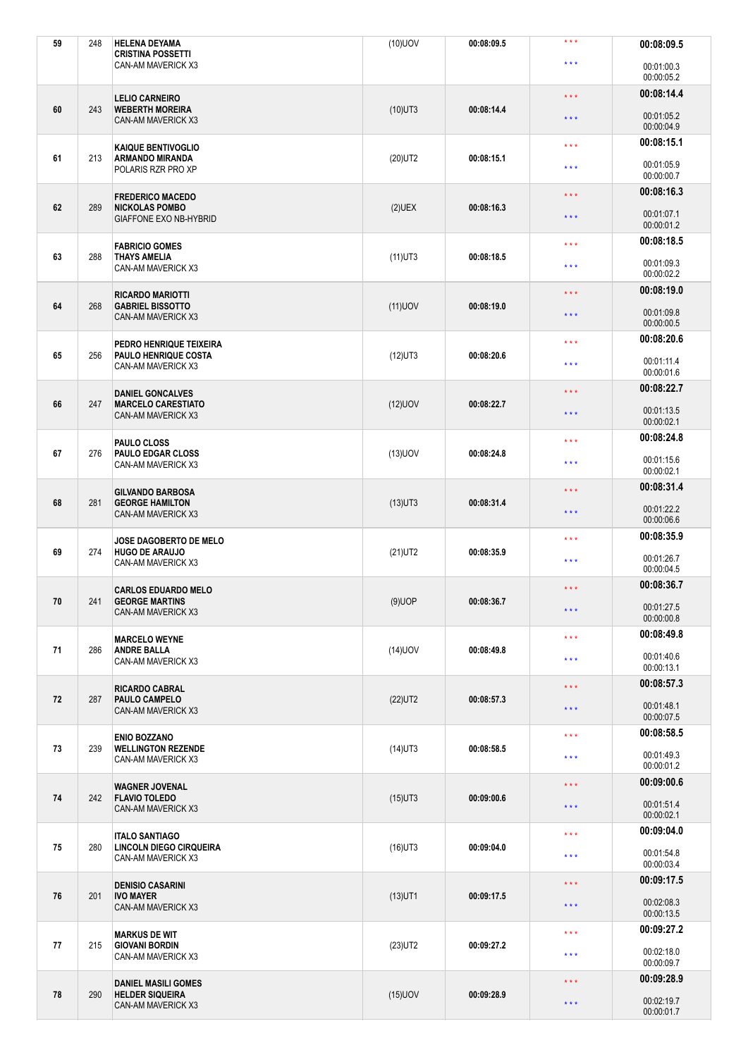| Pos | No | Crew / Vehicle | Class | Time | | Total / Gaps |
|---|---|---|---|---|---|---|
| 59 | 248 | **HELENA DEYAMA**<br>**CRISTINA POSSETTI**<br>CAN-AM MAVERICK X3 | (10)UOV | 00:08:09.5 | \* \* \*<br>\* \* \* | **00:08:09.5**<br>00:01:00.3<br>00:00:05.2 |
| 60 | 243 | **LELIO CARNEIRO**<br>**WEBERTH MOREIRA**<br>CAN-AM MAVERICK X3 | (10)UT3 | 00:08:14.4 | \* \* \*<br>\* \* \* | **00:08:14.4**<br>00:01:05.2<br>00:00:04.9 |
| 61 | 213 | **KAIQUE BENTIVOGLIO**<br>**ARMANDO MIRANDA**<br>POLARIS RZR PRO XP | (20)UT2 | 00:08:15.1 | \* \* \*<br>\* \* \* | **00:08:15.1**<br>00:01:05.9<br>00:00:00.7 |
| 62 | 289 | **FREDERICO MACEDO**<br>**NICKOLAS POMBO**<br>GIAFFONE EXO NB-HYBRID | (2)UEX | 00:08:16.3 | \* \* \*<br>\* \* \* | **00:08:16.3**<br>00:01:07.1<br>00:00:01.2 |
| 63 | 288 | **FABRICIO GOMES**<br>**THAYS AMELIA**<br>CAN-AM MAVERICK X3 | (11)UT3 | 00:08:18.5 | \* \* \*<br>\* \* \* | **00:08:18.5**<br>00:01:09.3<br>00:00:02.2 |
| 64 | 268 | **RICARDO MARIOTTI**<br>**GABRIEL BISSOTTO**<br>CAN-AM MAVERICK X3 | (11)UOV | 00:08:19.0 | \* \* \*<br>\* \* \* | **00:08:19.0**<br>00:01:09.8<br>00:00:00.5 |
| 65 | 256 | **PEDRO HENRIQUE TEIXEIRA**<br>**PAULO HENRIQUE COSTA**<br>CAN-AM MAVERICK X3 | (12)UT3 | 00:08:20.6 | \* \* \*<br>\* \* \* | **00:08:20.6**<br>00:01:11.4<br>00:00:01.6 |
| 66 | 247 | **DANIEL GONCALVES**<br>**MARCELO CARESTIATO**<br>CAN-AM MAVERICK X3 | (12)UOV | 00:08:22.7 | \* \* \*<br>\* \* \* | **00:08:22.7**<br>00:01:13.5<br>00:00:02.1 |
| 67 | 276 | **PAULO CLOSS**<br>**PAULO EDGAR CLOSS**<br>CAN-AM MAVERICK X3 | (13)UOV | 00:08:24.8 | \* \* \*<br>\* \* \* | **00:08:24.8**<br>00:01:15.6<br>00:00:02.1 |
| 68 | 281 | **GILVANDO BARBOSA**<br>**GEORGE HAMILTON**<br>CAN-AM MAVERICK X3 | (13)UT3 | 00:08:31.4 | \* \* \*<br>\* \* \* | **00:08:31.4**<br>00:01:22.2<br>00:00:06.6 |
| 69 | 274 | **JOSE DAGOBERTO DE MELO**<br>**HUGO DE ARAUJO**<br>CAN-AM MAVERICK X3 | (21)UT2 | 00:08:35.9 | \* \* \*<br>\* \* \* | **00:08:35.9**<br>00:01:26.7<br>00:00:04.5 |
| 70 | 241 | **CARLOS EDUARDO MELO**<br>**GEORGE MARTINS**<br>CAN-AM MAVERICK X3 | (9)UOP | 00:08:36.7 | \* \* \*<br>\* \* \* | **00:08:36.7**<br>00:01:27.5<br>00:00:00.8 |
| 71 | 286 | **MARCELO WEYNE**<br>**ANDRE BALLA**<br>CAN-AM MAVERICK X3 | (14)UOV | 00:08:49.8 | \* \* \*<br>\* \* \* | **00:08:49.8**<br>00:01:40.6<br>00:00:13.1 |
| 72 | 287 | **RICARDO CABRAL**<br>**PAULO CAMPELO**<br>CAN-AM MAVERICK X3 | (22)UT2 | 00:08:57.3 | \* \* \*<br>\* \* \* | **00:08:57.3**<br>00:01:48.1<br>00:00:07.5 |
| 73 | 239 | **ENIO BOZZANO**<br>**WELLINGTON REZENDE**<br>CAN-AM MAVERICK X3 | (14)UT3 | 00:08:58.5 | \* \* \*<br>\* \* \* | **00:08:58.5**<br>00:01:49.3<br>00:00:01.2 |
| 74 | 242 | **WAGNER JOVENAL**<br>**FLAVIO TOLEDO**<br>CAN-AM MAVERICK X3 | (15)UT3 | 00:09:00.6 | \* \* \*<br>\* \* \* | **00:09:00.6**<br>00:01:51.4<br>00:00:02.1 |
| 75 | 280 | **ITALO SANTIAGO**<br>**LINCOLN DIEGO CIRQUEIRA**<br>CAN-AM MAVERICK X3 | (16)UT3 | 00:09:04.0 | \* \* \*<br>\* \* \* | **00:09:04.0**<br>00:01:54.8<br>00:00:03.4 |
| 76 | 201 | **DENISIO CASARINI**<br>**IVO MAYER**<br>CAN-AM MAVERICK X3 | (13)UT1 | 00:09:17.5 | \* \* \*<br>\* \* \* | **00:09:17.5**<br>00:02:08.3<br>00:00:13.5 |
| 77 | 215 | **MARKUS DE WIT**<br>**GIOVANI BORDIN**<br>CAN-AM MAVERICK X3 | (23)UT2 | 00:09:27.2 | \* \* \*<br>\* \* \* | **00:09:27.2**<br>00:02:18.0<br>00:00:09.7 |
| 78 | 290 | **DANIEL MASILI GOMES**<br>**HELDER SIQUEIRA**<br>CAN-AM MAVERICK X3 | (15)UOV | 00:09:28.9 | \* \* \*<br>\* \* \* | **00:09:28.9**<br>00:02:19.7<br>00:00:01.7 |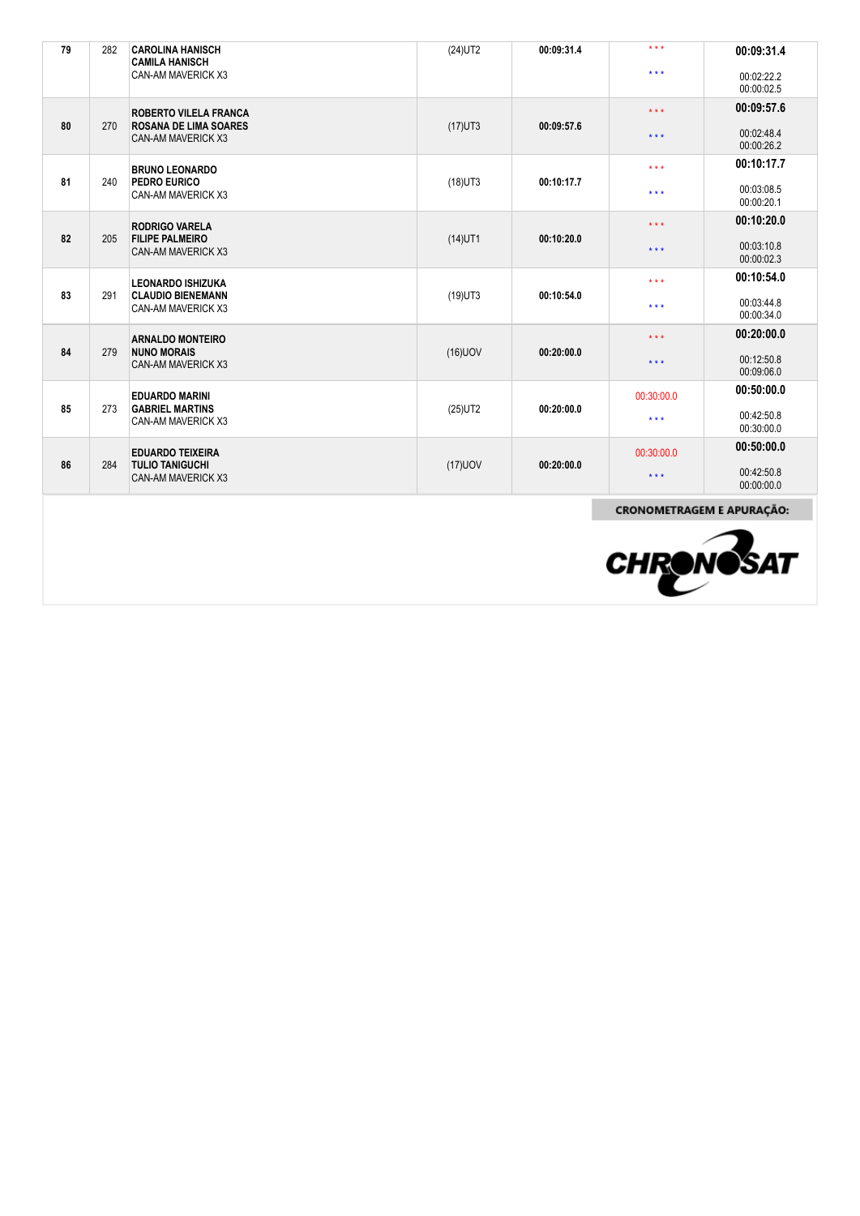| | | | | | | |
|---|---|---|---|---|---|---|
| 79 | 282 | **CAROLINA HANISCH**<br>**CAMILA HANISCH**<br>CAN-AM MAVERICK X3 | (24)UT2 | **00:09:31.4** | * * *<br>* * * | **00:09:31.4**<br>00:02:22.2<br>00:00:02.5 |
| 80 | 270 | **ROBERTO VILELA FRANCA**<br>**ROSANA DE LIMA SOARES**<br>CAN-AM MAVERICK X3 | (17)UT3 | **00:09:57.6** | * * *<br>* * * | **00:09:57.6**<br>00:02:48.4<br>00:00:26.2 |
| 81 | 240 | **BRUNO LEONARDO**<br>**PEDRO EURICO**<br>CAN-AM MAVERICK X3 | (18)UT3 | **00:10:17.7** | * * *<br>* * * | **00:10:17.7**<br>00:03:08.5<br>00:00:20.1 |
| 82 | 205 | **RODRIGO VARELA**<br>**FILIPE PALMEIRO**<br>CAN-AM MAVERICK X3 | (14)UT1 | **00:10:20.0** | * * *<br>* * * | **00:10:20.0**<br>00:03:10.8<br>00:00:02.3 |
| 83 | 291 | **LEONARDO ISHIZUKA**<br>**CLAUDIO BIENEMANN**<br>CAN-AM MAVERICK X3 | (19)UT3 | **00:10:54.0** | * * *<br>* * * | **00:10:54.0**<br>00:03:44.8<br>00:00:34.0 |
| 84 | 279 | **ARNALDO MONTEIRO**<br>**NUNO MORAIS**<br>CAN-AM MAVERICK X3 | (16)UOV | **00:20:00.0** | * * *<br>* * * | **00:20:00.0**<br>00:12:50.8<br>00:09:06.0 |
| 85 | 273 | **EDUARDO MARINI**<br>**GABRIEL MARTINS**<br>CAN-AM MAVERICK X3 | (25)UT2 | **00:20:00.0** | 00:30:00.0<br>* * * | **00:50:00.0**<br>00:42:50.8<br>00:30:00.0 |
| 86 | 284 | **EDUARDO TEIXEIRA**<br>**TULIO TANIGUCHI**<br>CAN-AM MAVERICK X3 | (17)UOV | **00:20:00.0** | 00:30:00.0<br>* * * | **00:50:00.0**<br>00:42:50.8<br>00:00:00.0 |

**CRONOMETRAGEM E APURAÇÃO:**

CHRONOSAT